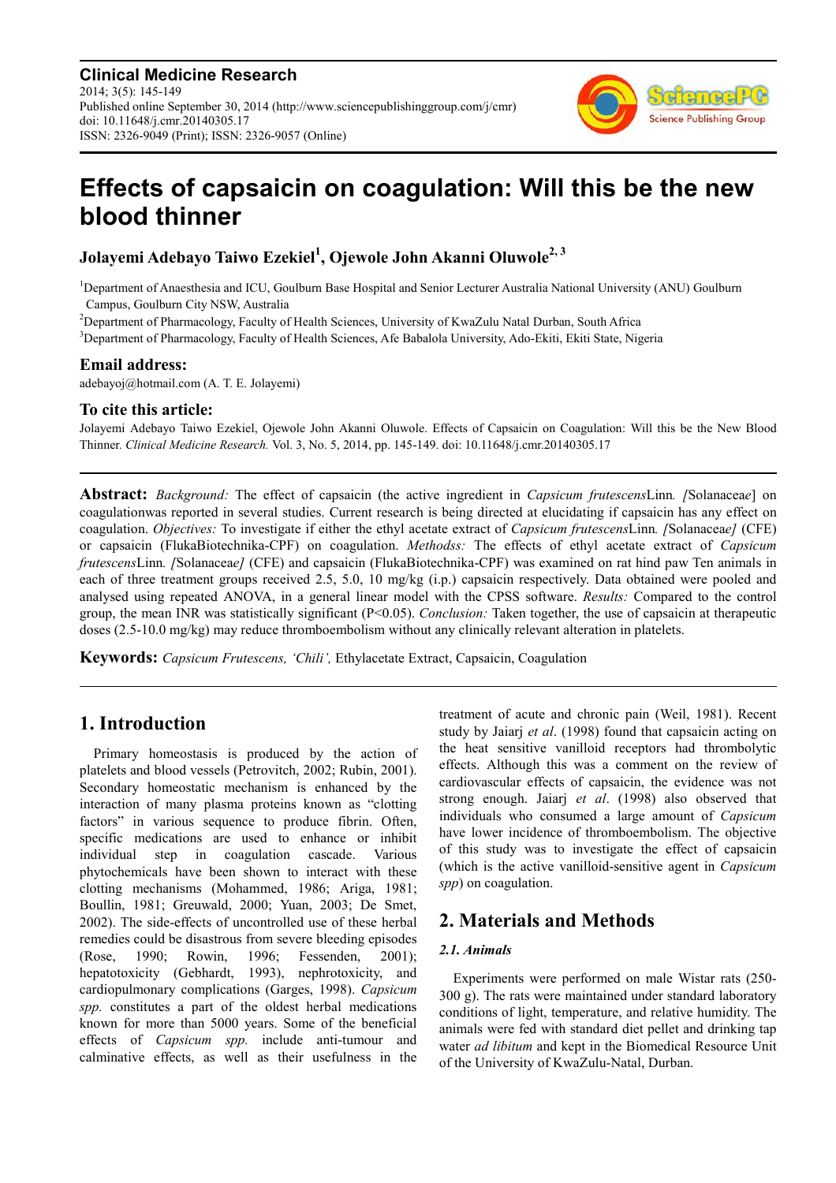**Clinical Medicine Research**
2014; 3(5): 145-149
Published online September 30, 2014 (http://www.sciencepublishinggroup.com/j/cmr)
doi: 10.11648/j.cmr.20140305.17
ISSN: 2326-9049 (Print); ISSN: 2326-9057 (Online)

# Effects of capsaicin on coagulation: Will this be the new blood thinner

**Jolayemi Adebayo Taiwo Ezekiel[1], Ojewole John Akanni Oluwole[2, 3]**

[1]Department of Anaesthesia and ICU, Goulburn Base Hospital and Senior Lecturer Australia National University (ANU) Goulburn Campus, Goulburn City NSW, Australia

[2]Department of Pharmacology, Faculty of Health Sciences, University of KwaZulu Natal Durban, South Africa

[3]Department of Pharmacology, Faculty of Health Sciences, Afe Babalola University, Ado-Ekiti, Ekiti State, Nigeria

### Email address:

adebayoj@hotmail.com (A. T. E. Jolayemi)

### To cite this article:

Jolayemi Adebayo Taiwo Ezekiel, Ojewole John Akanni Oluwole. Effects of Capsaicin on Coagulation: Will this be the New Blood Thinner. *Clinical Medicine Research.* Vol. 3, No. 5, 2014, pp. 145-149. doi: 10.11648/j.cmr.20140305.17

---

**Abstract:** *Background:* The effect of capsaicin (the active ingredient in *Capsicum frutescens*Linn*.* [Solanacea*e*] on coagulationwas reported in several studies. Current research is being directed at elucidating if capsaicin has any effect on coagulation. *Objectives:* To investigate if either the ethyl acetate extract of *Capsicum frutescens*Linn*.* [Solanacea*e]* (CFE) or capsaicin (FlukaBiotechnika-CPF) on coagulation. *Methodss:* The effects of ethyl acetate extract of *Capsicum frutescens*Linn*.* [Solanacea*e]* (CFE) and capsaicin (FlukaBiotechnika-CPF) was examined on rat hind paw Ten animals in each of three treatment groups received 2.5, 5.0, 10 mg/kg (i.p.) capsaicin respectively. Data obtained were pooled and analysed using repeated ANOVA, in a general linear model with the CPSS software. *Results:* Compared to the control group, the mean INR was statistically significant (P<0.05). *Conclusion:* Taken together, the use of capsaicin at therapeutic doses (2.5-10.0 mg/kg) may reduce thromboembolism without any clinically relevant alteration in platelets.

**Keywords:** *Capsicum Frutescens, 'Chili',* Ethylacetate Extract, Capsaicin, Coagulation

---

## 1. Introduction

Primary homeostasis is produced by the action of platelets and blood vessels (Petrovitch, 2002; Rubin, 2001). Secondary homeostatic mechanism is enhanced by the interaction of many plasma proteins known as "clotting factors" in various sequence to produce fibrin. Often, specific medications are used to enhance or inhibit individual step in coagulation cascade. Various phytochemicals have been shown to interact with these clotting mechanisms (Mohammed, 1986; Ariga, 1981; Boullin, 1981; Greuwald, 2000; Yuan, 2003; De Smet, 2002). The side-effects of uncontrolled use of these herbal remedies could be disastrous from severe bleeding episodes (Rose, 1990; Rowin, 1996; Fessenden, 2001); hepatotoxicity (Gebhardt, 1993), nephrotoxicity, and cardiopulmonary complications (Garges, 1998). *Capsicum spp.* constitutes a part of the oldest herbal medications known for more than 5000 years. Some of the beneficial effects of *Capsicum spp.* include anti-tumour and calminative effects, as well as their usefulness in the treatment of acute and chronic pain (Weil, 1981). Recent study by Jaiarj *et al*. (1998) found that capsaicin acting on the heat sensitive vanilloid receptors had thrombolytic effects. Although this was a comment on the review of cardiovascular effects of capsaicin, the evidence was not strong enough. Jaiarj *et al*. (1998) also observed that individuals who consumed a large amount of *Capsicum* have lower incidence of thromboembolism. The objective of this study was to investigate the effect of capsaicin (which is the active vanilloid-sensitive agent in *Capsicum spp*) on coagulation.

## 2. Materials and Methods

### *2.1. Animals*

Experiments were performed on male Wistar rats (250-300 g). The rats were maintained under standard laboratory conditions of light, temperature, and relative humidity. The animals were fed with standard diet pellet and drinking tap water *ad libitum* and kept in the Biomedical Resource Unit of the University of KwaZulu-Natal, Durban.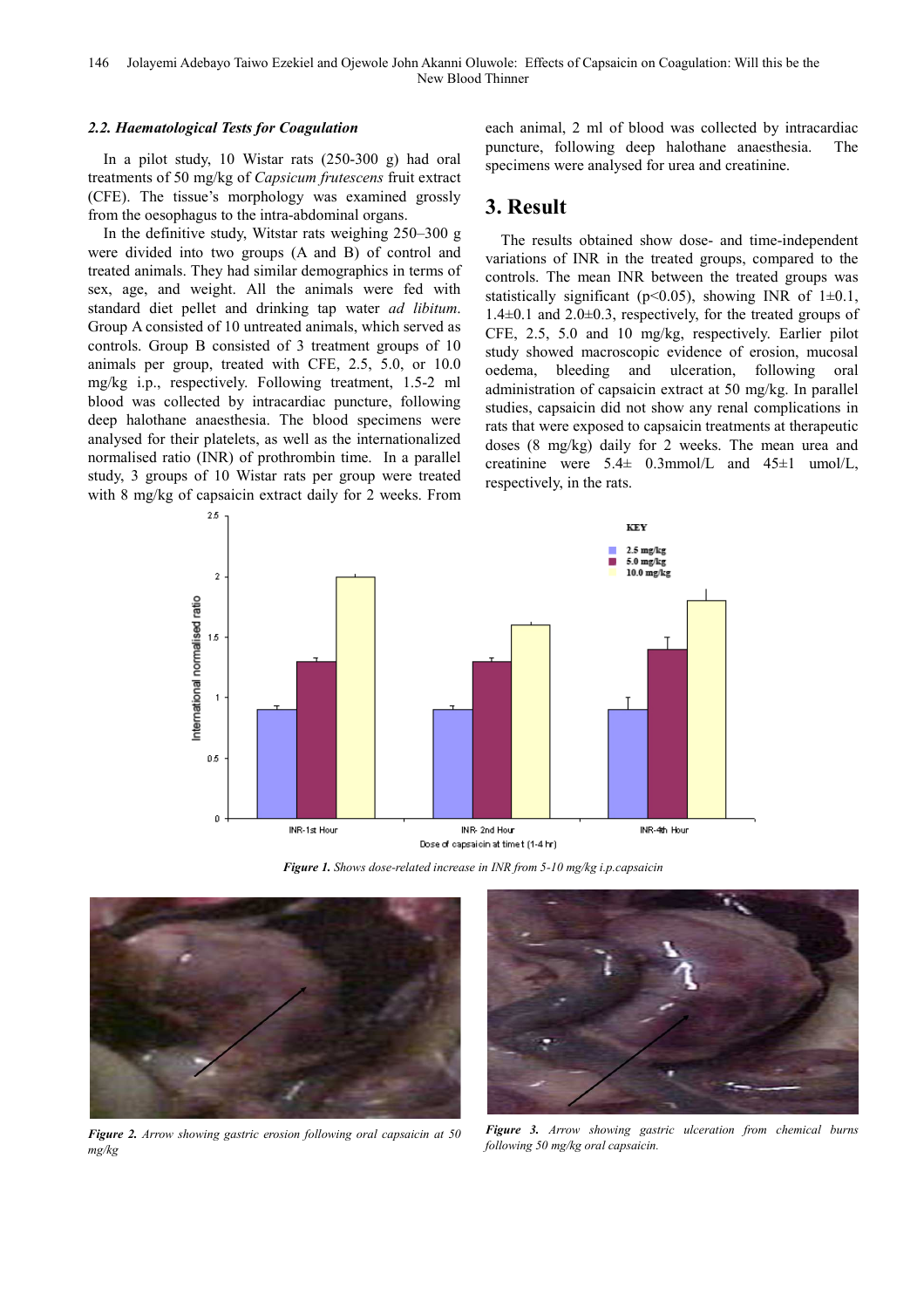### *2.2. Haematological Tests for Coagulation*

In a pilot study, 10 Wistar rats (250-300 g) had oral treatments of 50 mg/kg of *Capsicum frutescens* fruit extract (CFE). The tissue's morphology was examined grossly from the oesophagus to the intra-abdominal organs.

In the definitive study, Witstar rats weighing 250–300 g were divided into two groups (A and B) of control and treated animals. They had similar demographics in terms of sex, age, and weight. All the animals were fed with standard diet pellet and drinking tap water *ad libitum*. Group A consisted of 10 untreated animals, which served as controls. Group B consisted of 3 treatment groups of 10 animals per group, treated with CFE, 2.5, 5.0, or 10.0 mg/kg i.p., respectively. Following treatment, 1.5-2 ml blood was collected by intracardiac puncture, following deep halothane anaesthesia. The blood specimens were analysed for their platelets, as well as the internationalized normalised ratio (INR) of prothrombin time. In a parallel study, 3 groups of 10 Wistar rats per group were treated with 8 mg/kg of capsaicin extract daily for 2 weeks. From each animal, 2 ml of blood was collected by intracardiac puncture, following deep halothane anaesthesia. The specimens were analysed for urea and creatinine.

## 3. Result

The results obtained show dose- and time-independent variations of INR in the treated groups, compared to the controls. The mean INR between the treated groups was statistically significant ($p<0.05$), showing INR of 1±0.1, 1.4±0.1 and 2.0±0.3, respectively, for the treated groups of CFE, 2.5, 5.0 and 10 mg/kg, respectively. Earlier pilot study showed macroscopic evidence of erosion, mucosal oedema, bleeding and ulceration, following oral administration of capsaicin extract at 50 mg/kg. In parallel studies, capsaicin did not show any renal complications in rats that were exposed to capsaicin treatments at therapeutic doses (8 mg/kg) daily for 2 weeks. The mean urea and creatinine were 5.4± 0.3mmol/L and 45±1 umol/L, respectively, in the rats.

***Figure 1.*** *Shows dose-related increase in INR from 5-10 mg/kg i.p.capsaicin*

***Figure 2.*** *Arrow showing gastric erosion following oral capsaicin at 50 mg/kg*

***Figure 3.*** *Arrow showing gastric ulceration from chemical burns following 50 mg/kg oral capsaicin.*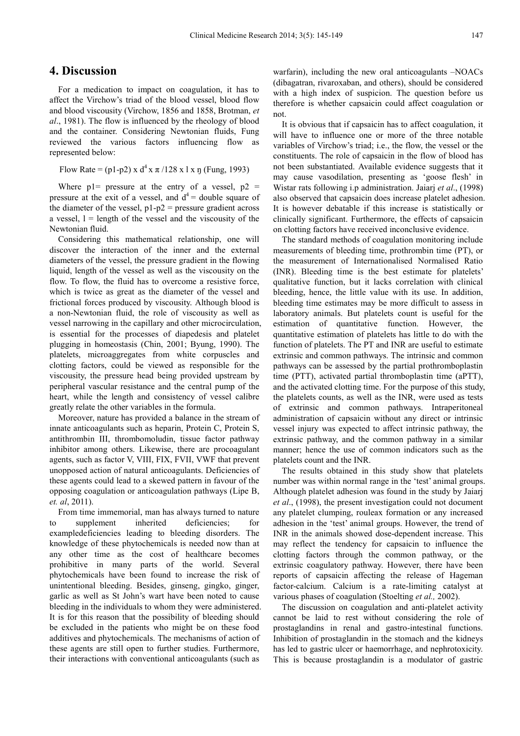## 4. Discussion

For a medication to impact on coagulation, it has to affect the Virchow's triad of the blood vessel, blood flow and blood viscousity (Virchow, 1856 and 1858, Brotman, *et al*., 1981). The flow is influenced by the rheology of blood and the container. Considering Newtonian fluids, Fung reviewed the various factors influencing flow as represented below:

Flow Rate = (p1-p2) x $d^4$ x π /128 x l x ŋ (Fung, 1993)

Where p1= pressure at the entry of a vessel, p2 = pressure at the exit of a vessel, and $d^4$ = double square of the diameter of the vessel, p1-p2 = pressure gradient across a vessel, l = length of the vessel and the viscosity of the Newtonian fluid.

Considering this mathematical relationship, one will discover the interaction of the inner and the external diameters of the vessel, the pressure gradient in the flowing liquid, length of the vessel as well as the viscosity on the flow. To flow, the fluid has to overcome a resistive force, which is twice as great as the diameter of the vessel and frictional forces produced by viscosity. Although blood is a non-Newtonian fluid, the role of viscosity as well as vessel narrowing in the capillary and other microcirculation, is essential for the processes of diapedesis and platelet plugging in homeostasis (Chin, 2001; Byung, 1990). The platelets, microaggregates from white corpuscles and clotting factors, could be viewed as responsible for the viscousity, the pressure head being provided upstream by peripheral vascular resistance and the central pump of the heart, while the length and consistency of vessel calibre greatly relate the other variables in the formula.

Moreover, nature has provided a balance in the stream of innate anticoagulants such as heparin, Protein C, Protein S, antithrombin III, thrombomoludin, tissue factor pathway inhibitor among others. Likewise, there are procoagulant agents, such as factor V, VIII, FIX, FVII, VWF that prevent unopposed action of natural anticoagulants. Deficiencies of these agents could lead to a skewed pattern in favour of the opposing coagulation or anticoagulation pathways (Lipe B, *et. al*, 2011).

From time immemorial, man has always turned to nature to supplement inherited deficiencies; for exampledeficiencies leading to bleeding disorders. The knowledge of these phytochemicals is needed now than at any other time as the cost of healthcare becomes prohibitive in many parts of the world. Several phytochemicals have been found to increase the risk of unintentional bleeding. Besides, ginseng, gingko, ginger, garlic as well as St John's wart have been noted to cause bleeding in the individuals to whom they were administered. It is for this reason that the possibility of bleeding should be excluded in the patients who might be on these food additives and phytochemicals. The mechanisms of action of these agents are still open to further studies. Furthermore, their interactions with conventional anticoagulants (such as warfarin), including the new oral anticoagulants –NOACs (dibagatran, rivaroxaban, and others), should be considered with a high index of suspicion. The question before us therefore is whether capsaicin could affect coagulation or not.

It is obvious that if capsaicin has to affect coagulation, it will have to influence one or more of the three notable variables of Virchow's triad; i.e., the flow, the vessel or the constituents. The role of capsaicin in the flow of blood has not been substantiated. Available evidence suggests that it may cause vasodilation, presenting as 'goose flesh' in Wistar rats following i.p administration. Jaiarj *et al*., (1998) also observed that capsaicin does increase platelet adhesion. It is however debatable if this increase is statistically or clinically significant. Furthermore, the effects of capsaicin on clotting factors have received inconclusive evidence.

The standard methods of coagulation monitoring include measurements of bleeding time, prothrombin time (PT), or the measurement of Internationalised Normalised Ratio (INR). Bleeding time is the best estimate for platelets' qualitative function, but it lacks correlation with clinical bleeding, hence, the little value with its use. In addition, bleeding time estimates may be more difficult to assess in laboratory animals. But platelets count is useful for the estimation of quantitative function. However, the quantitative estimation of platelets has little to do with the function of platelets. The PT and INR are useful to estimate extrinsic and common pathways. The intrinsic and common pathways can be assessed by the partial prothromboplastin time (PTT), activated partial thromboplastin time (aPTT), and the activated clotting time. For the purpose of this study, the platelets counts, as well as the INR, were used as tests of extrinsic and common pathways. Intraperitoneal administration of capsaicin without any direct or intrinsic vessel injury was expected to affect intrinsic pathway, the extrinsic pathway, and the common pathway in a similar manner; hence the use of common indicators such as the platelets count and the INR.

The results obtained in this study show that platelets number was within normal range in the 'test' animal groups. Although platelet adhesion was found in the study by Jaiarj *et al*., (1998), the present investigation could not document any platelet clumping, rouleax formation or any increased adhesion in the 'test' animal groups. However, the trend of INR in the animals showed dose-dependent increase. This may reflect the tendency for capsaicin to influence the clotting factors through the common pathway, or the extrinsic coagulatory pathway. However, there have been reports of capsaicin affecting the release of Hageman factor-calcium. Calcium is a rate-limiting catalyst at various phases of coagulation (Stoelting *et al.,* 2002).

The discussion on coagulation and anti-platelet activity cannot be laid to rest without considering the role of prostaglandins in renal and gastro-intestinal functions. Inhibition of prostaglandin in the stomach and the kidneys has led to gastric ulcer or haemorrhage, and nephrotoxicity. This is because prostaglandin is a modulator of gastric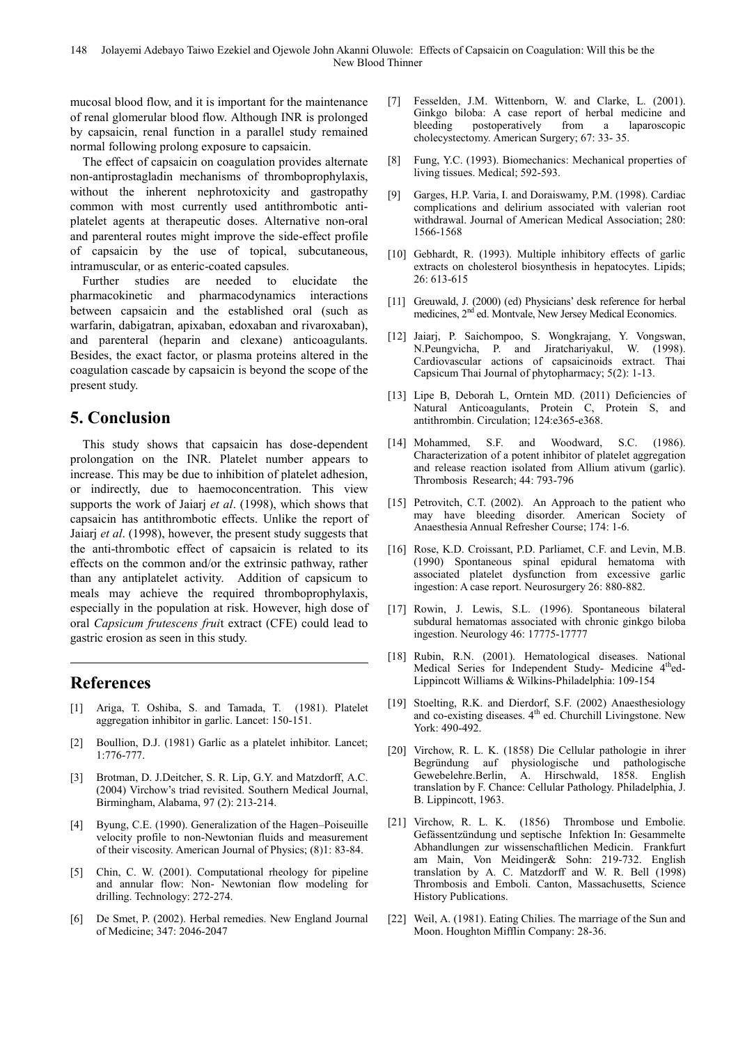mucosal blood flow, and it is important for the maintenance of renal glomerular blood flow. Although INR is prolonged by capsaicin, renal function in a parallel study remained normal following prolong exposure to capsaicin.

The effect of capsaicin on coagulation provides alternate non-antiprostagladin mechanisms of thromboprophylaxis, without the inherent nephrotoxicity and gastropathy common with most currently used antithrombotic anti-platelet agents at therapeutic doses. Alternative non-oral and parenteral routes might improve the side-effect profile of capsaicin by the use of topical, subcutaneous, intramuscular, or as enteric-coated capsules.

Further studies are needed to elucidate the pharmacokinetic and pharmacodynamics interactions between capsaicin and the established oral (such as warfarin, dabigatran, apixaban, edoxaban and rivaroxaban), and parenteral (heparin and clexane) anticoagulants. Besides, the exact factor, or plasma proteins altered in the coagulation cascade by capsaicin is beyond the scope of the present study.

## 5. Conclusion

This study shows that capsaicin has dose-dependent prolongation on the INR. Platelet number appears to increase. This may be due to inhibition of platelet adhesion, or indirectly, due to haemoconcentration. This view supports the work of Jaiarj *et al*. (1998), which shows that capsaicin has antithrombotic effects. Unlike the report of Jaiarj *et al*. (1998), however, the present study suggests that the anti-thrombotic effect of capsaicin is related to its effects on the common and/or the extrinsic pathway, rather than any antiplatelet activity. Addition of capsicum to meals may achieve the required thromboprophylaxis, especially in the population at risk. However, high dose of oral *Capsicum frutescens fruit* extract (CFE) could lead to gastric erosion as seen in this study.

## References

[1] Ariga, T. Oshiba, S. and Tamada, T. (1981). Platelet aggregation inhibitor in garlic. Lancet: 150-151.

[2] Boullion, D.J. (1981) Garlic as a platelet inhibitor. Lancet; 1:776-777.

[3] Brotman, D. J.Deitcher, S. R. Lip, G.Y. and Matzdorff, A.C. (2004) Virchow's triad revisited. Southern Medical Journal, Birmingham, Alabama, 97 (2): 213-214.

[4] Byung, C.E. (1990). Generalization of the Hagen–Poiseuille velocity profile to non-Newtonian fluids and measurement of their viscosity. American Journal of Physics; (8)1: 83-84.

[5] Chin, C. W. (2001). Computational rheology for pipeline and annular flow: Non- Newtonian flow modeling for drilling. Technology: 272-274.

[6] De Smet, P. (2002). Herbal remedies. New England Journal of Medicine; 347: 2046-2047

[7] Fesselden, J.M. Wittenborn, W. and Clarke, L. (2001). Ginkgo biloba: A case report of herbal medicine and bleeding postoperatively from a laparoscopic cholecystectomy. American Surgery; 67: 33- 35.

[8] Fung, Y.C. (1993). Biomechanics: Mechanical properties of living tissues. Medical; 592-593.

[9] Garges, H.P. Varia, I. and Doraiswamy, P.M. (1998). Cardiac complications and delirium associated with valerian root withdrawal. Journal of American Medical Association; 280: 1566-1568

[10] Gebhardt, R. (1993). Multiple inhibitory effects of garlic extracts on cholesterol biosynthesis in hepatocytes. Lipids; 26: 613-615

[11] Greuwald, J. (2000) (ed) Physicians' desk reference for herbal medicines, 2nd ed. Montvale, New Jersey Medical Economics.

[12] Jaiarj, P. Saichompoo, S. Wongkrajang, Y. Vongswan, N.Peungvicha, P. and Jiratchariyakul, W. (1998). Cardiovascular actions of capsaicinoids extract. Thai Capsicum Thai Journal of phytopharmacy; 5(2): 1-13.

[13] Lipe B, Deborah L, Orntein MD. (2011) Deficiencies of Natural Anticoagulants, Protein C, Protein S, and antithrombin. Circulation; 124:e365-e368.

[14] Mohammed, S.F. and Woodward, S.C. (1986). Characterization of a potent inhibitor of platelet aggregation and release reaction isolated from Allium ativum (garlic). Thrombosis Research; 44: 793-796

[15] Petrovitch, C.T. (2002). An Approach to the patient who may have bleeding disorder. American Society of Anaesthesia Annual Refresher Course; 174: 1-6.

[16] Rose, K.D. Croissant, P.D. Parliamet, C.F. and Levin, M.B. (1990) Spontaneous spinal epidural hematoma with associated platelet dysfunction from excessive garlic ingestion: A case report. Neurosurgery 26: 880-882.

[17] Rowin, J. Lewis, S.L. (1996). Spontaneous bilateral subdural hematomas associated with chronic ginkgo biloba ingestion. Neurology 46: 17775-17777

[18] Rubin, R.N. (2001). Hematological diseases. National Medical Series for Independent Study- Medicine 4th ed- Lippincott Williams & Wilkins-Philadelphia: 109-154

[19] Stoelting, R.K. and Dierdorf, S.F. (2002) Anaesthesiology and co-existing diseases. 4th ed. Churchill Livingstone. New York: 490-492.

[20] Virchow, R. L. K. (1858) Die Cellular pathologie in ihrer Begründung auf physiologische und pathologische Gewebelehre.Berlin, A. Hirschwald, 1858. English translation by F. Chance: Cellular Pathology. Philadelphia, J. B. Lippincott, 1963.

[21] Virchow, R. L. K. (1856) Thrombose und Embolie. Gefässentzündung und septische Infektion In: Gesammelte Abhandlungen zur wissenschaftlichen Medicin. Frankfurt am Main, Von Meidinger& Sohn: 219-732. English translation by A. C. Matzdorff and W. R. Bell (1998) Thrombosis and Emboli. Canton, Massachusetts, Science History Publications.

[22] Weil, A. (1981). Eating Chilies. The marriage of the Sun and Moon. Houghton Mifflin Company: 28-36.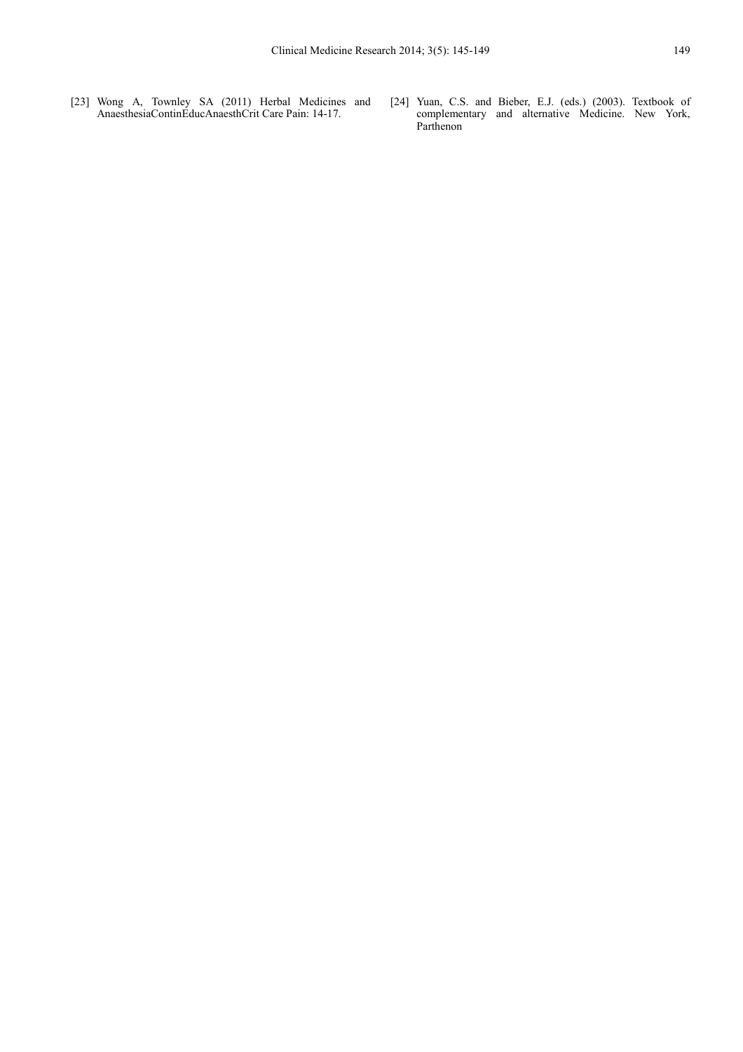[23] Wong A, Townley SA (2011) Herbal Medicines and AnaesthesiaContinEducAnaesthCrit Care Pain: 14-17.

[24] Yuan, C.S. and Bieber, E.J. (eds.) (2003). Textbook of complementary and alternative Medicine. New York, Parthenon